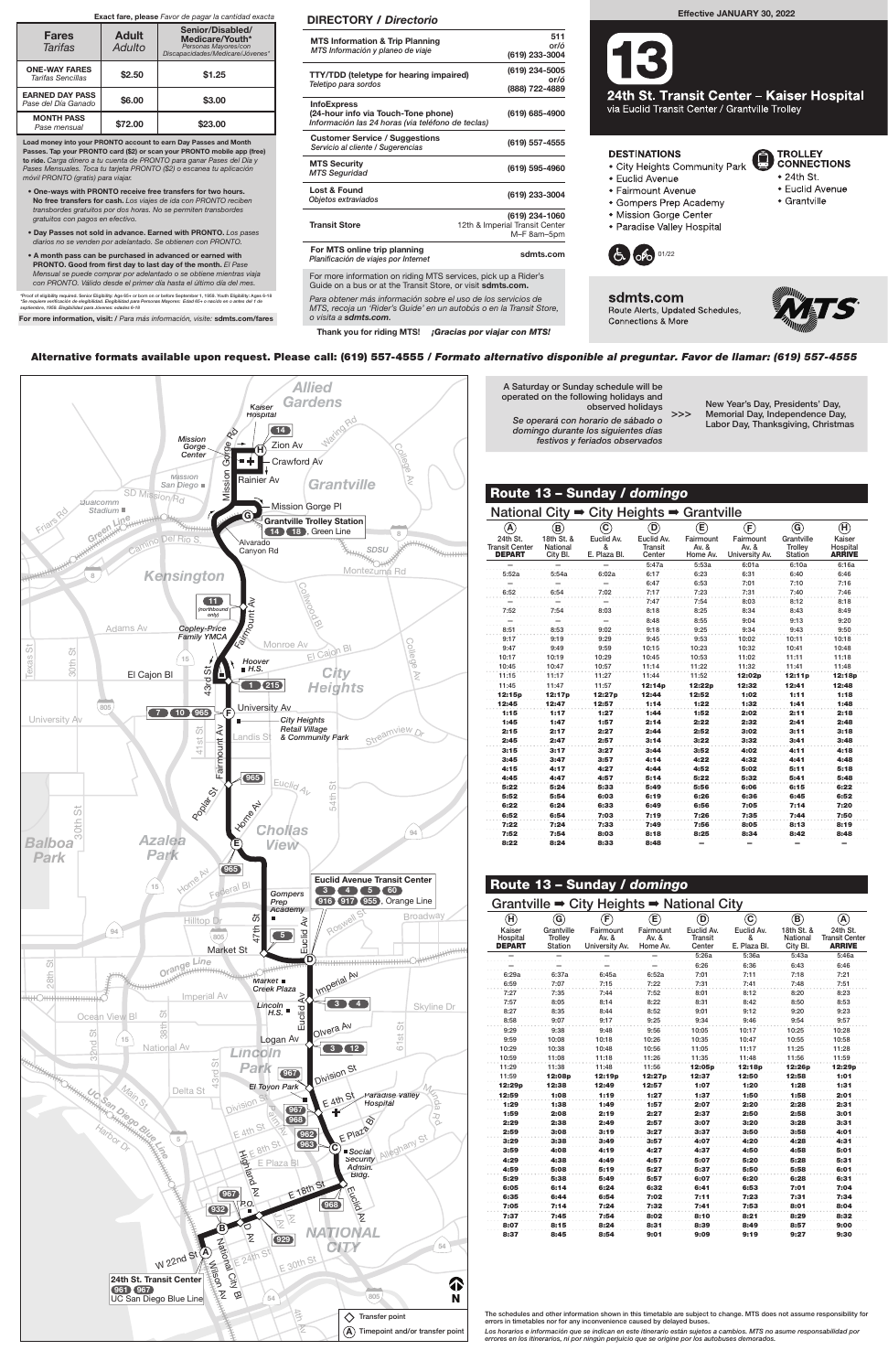**Exact fare, please** *Favor de pagar la cantidad exacta*

| Fares *Tarifas* | Adult *Adulto* | Senior/Disabled/ Medicare/Youth* *Personas Mayores/con Discapacidades/Medicare/Jóvenes** |
|---|---|---|
| **ONE-WAY FARES** *Tarifas Sencillas* | $2.50 | $1.25 |
| **EARNED DAY PASS** *Pase del Día Ganado* | $6.00 | $3.00 |
| **MONTH PASS** *Pase mensual* | $72.00 | $23.00 |

**Load money into your PRONTO account to earn Day Passes and Month Passes. Tap your PRONTO card ($2) or scan your PRONTO mobile app (free) to ride.** *Carga dinero a tu cuenta de PRONTO para ganar Pases del Día y Pases Mensuales. Toca tu tarjeta PRONTO ($2) o escanea tu aplicación móvil PRONTO (gratis) para viajar.*

- **One-ways with PRONTO receive free transfers for two hours. No free transfers for cash.** *Los viajes de ida con PRONTO reciben transbordes gratuitos por dos horas. No se permiten transbordes gratuitos con pagos en efectivo.*
- **Day Passes not sold in advance. Earned with PRONTO.** *Los pases diarios no se venden por adelantado. Se obtienen con PRONTO.*
- **A month pass can be purchased in advance or earned with PRONTO. Good from first day to last day of the month.** *El Pase Mensual se puede comprar por adelantado o se obtiene mientras viaja con PRONTO. Válido desde el primer día hasta el último día del mes.*

*Proof of eligibility required. Senior Eligibility: Age 65+ or born on or before September 1, 1959. Youth Eligibility: Ages 6-18
*Se requiere verificación de elegibilidad. Elegibilidad para Personas Mayores: Edad 65+ o nacido en o antes del 1 de septiembre, 1959. Elegibilidad para Jóvenes: edades 6-18

**For more information, visit:** / *Para más información, visite:* **sdmts.com/fares**

## DIRECTORY / *Directorio*

| | |
|---|---|
| **MTS Information & Trip Planning** *MTS Información y planeo de viaje* | 511 or/ó (619) 233-3004 |
| **TTY/TDD (teletype for hearing impaired)** *Teletipo para sordos* | (619) 234-5005 or/ó (888) 722-4889 |
| **InfoExpress (24-hour info via Touch-Tone phone)** *Información las 24 horas (via teléfono de teclas)* | (619) 685-4900 |
| **Customer Service / Suggestions** *Servicio al cliente / Sugerencias* | (619) 557-4555 |
| **MTS Security** *MTS Seguridad* | (619) 595-4960 |
| **Lost & Found** *Objetos extraviados* | (619) 233-3004 |
| **Transit Store** | (619) 234-1060 12th & Imperial Transit Center M–F 8am–5pm |
| **For MTS online trip planning** *Planificación de viajes por Internet* | sdmts.com |

For more information on riding MTS services, pick up a Rider's Guide on a bus or at the Transit Store, or visit **sdmts.com**.

*Para obtener más información sobre el uso de los servicios de MTS, recoja un 'Rider's Guide' en un autobús o en la Transit Store, o visita a* ***sdmts.com****.*

**Thank you for riding MTS!** ***¡Gracias por viajar con MTS!***

**Effective JANUARY 30, 2022**

# 13
## 24th St. Transit Center – Kaiser Hospital
via Euclid Transit Center / Grantville Trolley

**DESTINATIONS**
- City Heights Community Park
- Euclid Avenue
- Fairmount Avenue
- Gompers Prep Academy
- Mission Gorge Center
- Paradise Valley Hospital

**TROLLEY CONNECTIONS**
- 24th St.
- Euclid Avenue
- Grantville

01/22

**sdmts.com**
Route Alerts, Updated Schedules, Connections & More

**Alternative formats available upon request. Please call: (619) 557-4555 /** ***Formato alternativo disponible al preguntar. Favor de llamar: (619) 557-4555***

A Saturday or Sunday schedule will be operated on the following holidays and observed holidays
*Se operará con horario de sábado o domingo durante los siguientes días festivos y feriados observados*
>>>
New Year's Day, Presidents' Day, Memorial Day, Independence Day, Labor Day, Thanksgiving, Christmas

## Route 13 – Sunday / *domingo*
### National City ➡ City Heights ➡ Grantville

| (A) 24th St. Transit Center DEPART | (B) 18th St. & National City Bl. | (C) Euclid Av. & E. Plaza Bl. | (D) Euclid Av. Transit Center | (E) Fairmount Av. & Home Av. | (F) Fairmount Av. & University Av. | (G) Grantville Trolley Station | (H) Kaiser Hospital ARRIVE |
|---|---|---|---|---|---|---|---|
| – | – | – | 5:47a | 5:53a | 6:01a | 6:10a | 6:15a |
| 5:52a | 5:54a | 6:02a | 6:17 | 6:23 | 6:31 | 6:40 | 6:46 |
| – | – | – | 6:47 | 6:53 | 7:01 | 7:10 | 7:16 |
| 6:52 | 6:54 | 7:02 | 7:17 | 7:23 | 7:31 | 7:40 | 7:46 |
| – | – | – | 7:47 | 7:54 | 8:03 | 8:12 | 8:18 |
| 7:52 | 7:54 | 8:03 | 8:18 | 8:25 | 8:34 | 8:43 | 8:49 |
| – | – | – | 8:48 | 8:55 | 9:04 | 9:13 | 9:20 |
| 8:51 | 8:53 | 9:02 | 9:18 | 9:25 | 9:34 | 9:43 | 9:50 |
| 9:17 | 9:19 | 9:29 | 9:45 | 9:53 | 10:02 | 10:11 | 10:18 |
| 9:47 | 9:49 | 9:59 | 10:15 | 10:23 | 10:32 | 10:41 | 10:48 |
| 10:17 | 10:19 | 10:29 | 10:45 | 10:53 | 11:02 | 11:11 | 11:18 |
| 10:45 | 10:47 | 10:57 | 11:14 | 11:22 | 11:32 | 11:41 | 11:48 |
| 11:15 | 11:17 | 11:27 | 11:44 | 11:52 | 12:02p | 12:11p | 12:18p |
| 11:45 | 11:47 | 11:57 | 12:14p | 12:22p | 12:32 | 12:41 | 12:48 |
| 12:15p | 12:17p | 12:27p | 12:44 | 12:52 | 1:02 | 1:11 | 1:18 |
| 12:45 | 12:47 | 12:57 | 1:14 | 1:22 | 1:32 | 1:41 | 1:48 |
| 1:15 | 1:17 | 1:27 | 1:44 | 1:52 | 2:02 | 2:11 | 2:18 |
| 1:45 | 1:47 | 1:57 | 2:14 | 2:22 | 2:32 | 2:41 | 2:48 |
| 2:15 | 2:17 | 2:27 | 2:44 | 2:52 | 3:02 | 3:11 | 3:18 |
| 2:45 | 2:47 | 2:57 | 3:14 | 3:22 | 3:32 | 3:41 | 3:48 |
| 3:15 | 3:17 | 3:27 | 3:44 | 3:52 | 4:02 | 4:11 | 4:18 |
| 3:45 | 3:47 | 3:57 | 4:14 | 4:22 | 4:32 | 4:41 | 4:48 |
| 4:15 | 4:17 | 4:27 | 4:44 | 4:52 | 5:02 | 5:11 | 5:18 |
| 4:45 | 4:47 | 4:57 | 5:14 | 5:22 | 5:32 | 5:41 | 5:48 |
| 5:22 | 5:24 | 5:33 | 5:49 | 5:56 | 6:06 | 6:15 | 6:22 |
| 5:52 | 5:54 | 6:03 | 6:19 | 6:26 | 6:36 | 6:45 | 6:52 |
| 6:22 | 6:24 | 6:33 | 6:49 | 6:56 | 7:05 | 7:14 | 7:20 |
| 6:52 | 6:54 | 7:03 | 7:19 | 7:26 | 7:35 | 7:44 | 7:50 |
| 7:22 | 7:24 | 7:33 | 7:49 | 7:56 | 8:05 | 8:13 | 8:19 |
| 7:52 | 7:54 | 8:03 | 8:18 | 8:25 | 8:34 | 8:42 | 8:48 |
| 8:22 | 8:24 | 8:33 | 8:48 | – | – | – | – |

## Route 13 – Sunday / *domingo*
### Grantville ➡ City Heights ➡ National City

| (H) Kaiser Hospital DEPART | (G) Grantville Trolley Station | (F) Fairmount Av. & University Av. | (E) Fairmount Av. & Home Av. | (D) Euclid Av. Transit Center | (C) Euclid Av. & E. Plaza Bl. | (B) 18th St. & National City Bl. | (A) 24th St. Transit Center ARRIVE |
|---|---|---|---|---|---|---|---|
| – | – | – | – | 5:26a | 5:36a | 5:43a | 5:46a |
| – | – | – | – | 6:26 | 6:36 | 6:43 | 6:46 |
| 6:29a | 6:37a | 6:45a | 6:52a | 7:01 | 7:11 | 7:18 | 7:21 |
| 6:59 | 7:07 | 7:15 | 7:22 | 7:31 | 7:41 | 7:48 | 7:51 |
| 7:27 | 7:35 | 7:44 | 7:52 | 8:01 | 8:12 | 8:20 | 8:23 |
| 7:57 | 8:05 | 8:14 | 8:22 | 8:31 | 8:42 | 8:50 | 8:53 |
| 8:27 | 8:35 | 8:44 | 8:52 | 9:01 | 9:12 | 9:20 | 9:23 |
| 8:58 | 9:07 | 9:17 | 9:25 | 9:34 | 9:46 | 9:54 | 9:57 |
| 9:29 | 9:38 | 9:48 | 9:56 | 10:05 | 10:17 | 10:25 | 10:28 |
| 9:59 | 10:08 | 10:18 | 10:26 | 10:35 | 10:47 | 10:55 | 10:58 |
| 10:29 | 10:38 | 10:48 | 10:56 | 11:05 | 11:17 | 11:25 | 11:28 |
| 10:59 | 11:08 | 11:18 | 11:26 | 11:35 | 11:48 | 11:56 | 11:59 |
| 11:29 | 11:38 | 11:48 | 11:56 | 12:05p | 12:18p | 12:26p | 12:29p |
| 11:59 | 12:08p | 12:18p | 12:27p | 12:37 | 12:50 | 12:58 | 1:01 |
| 12:29p | 12:38 | 12:49 | 12:57 | 1:07 | 1:20 | 1:28 | 1:31 |
| 12:59 | 1:08 | 1:19 | 1:27 | 1:37 | 1:50 | 1:58 | 2:01 |
| 1:29 | 1:38 | 1:49 | 1:57 | 2:07 | 2:20 | 2:28 | 2:31 |
| 1:59 | 2:08 | 2:19 | 2:27 | 2:37 | 2:50 | 2:58 | 3:01 |
| 2:29 | 2:38 | 2:49 | 2:57 | 3:07 | 3:20 | 3:28 | 3:31 |
| 2:59 | 3:08 | 3:19 | 3:27 | 3:37 | 3:50 | 3:58 | 4:01 |
| 3:29 | 3:38 | 3:49 | 3:57 | 4:07 | 4:20 | 4:28 | 4:31 |
| 3:59 | 4:08 | 4:19 | 4:27 | 4:37 | 4:50 | 4:58 | 5:01 |
| 4:29 | 4:38 | 4:49 | 4:57 | 5:07 | 5:20 | 5:28 | 5:31 |
| 4:59 | 5:08 | 5:19 | 5:27 | 5:37 | 5:50 | 5:58 | 6:01 |
| 5:29 | 5:38 | 5:49 | 5:57 | 6:07 | 6:20 | 6:28 | 6:31 |
| 6:05 | 6:14 | 6:24 | 6:32 | 6:41 | 6:53 | 7:01 | 7:04 |
| 6:35 | 6:44 | 6:54 | 7:02 | 7:11 | 7:23 | 7:31 | 7:34 |
| 7:05 | 7:14 | 7:24 | 7:32 | 7:41 | 7:53 | 8:01 | 8:04 |
| 7:37 | 7:45 | 7:54 | 8:02 | 8:10 | 8:21 | 8:29 | 8:32 |
| 8:07 | 8:15 | 8:24 | 8:31 | 8:39 | 8:49 | 8:57 | 9:00 |
| 8:37 | 8:45 | 8:54 | 9:01 | 9:09 | 9:19 | 9:27 | 9:30 |

The schedules and other information shown in this timetable are subject to change. MTS does not assume responsibility for errors in timetables nor for any inconvenience caused by delayed buses.

*Los horarios e información que se indican en este itinerario están sujetos a cambios. MTS no asume responsabilidad por errores en los itinerarios, ni por ningún perjuicio que se origine por los autobuses demorados.*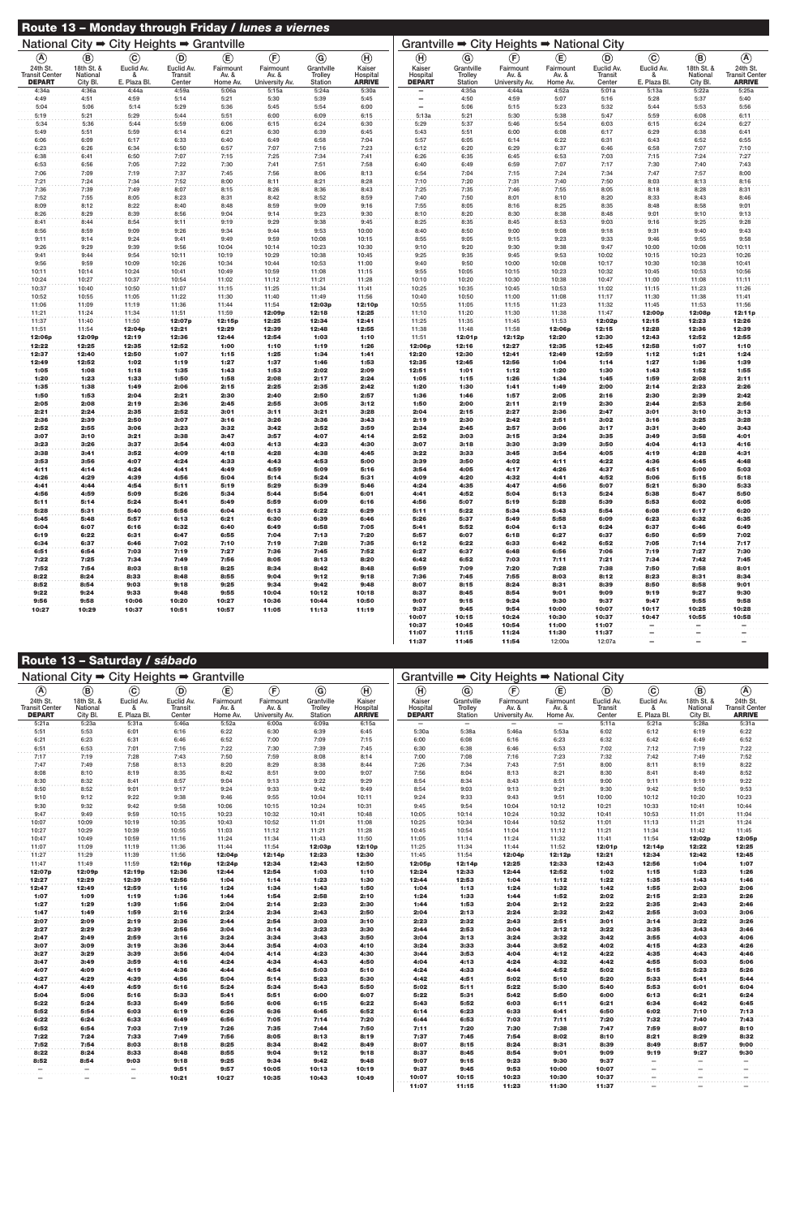## Route 13 – Monday through Friday / *lunes a viernes*

### National City ➡ City Heights ➡ Grantville

| Ⓐ 24th St. Transit Center DEPART | Ⓑ 18th St. & National City Bl. | Ⓒ Euclid Av. & E. Plaza Bl. | Ⓓ Euclid Av. Transit Center | Ⓔ Fairmount Av. & Home Av. | Ⓕ Fairmount Av. & University Av. | Ⓖ Grantville Trolley Station | Ⓗ Kaiser Hospital ARRIVE |
|---|---|---|---|---|---|---|---|
| 4:34a | 4:36a | 4:44a | 4:59a | 5:06a | 5:15a | 5:24a | 5:30a |
| 4:49 | 4:51 | 4:59 | 5:14 | 5:21 | 5:30 | 5:39 | 5:45 |
| 5:04 | 5:06 | 5:14 | 5:29 | 5:36 | 5:45 | 5:54 | 6:00 |
| 5:19 | 5:21 | 5:29 | 5:44 | 5:51 | 6:00 | 6:09 | 6:15 |
| 5:34 | 5:36 | 5:44 | 5:59 | 6:06 | 6:15 | 6:24 | 6:30 |
| 5:49 | 5:51 | 5:59 | 6:14 | 6:21 | 6:30 | 6:39 | 6:45 |
| 6:06 | 6:09 | 6:17 | 6:33 | 6:40 | 6:49 | 6:58 | 7:04 |
| 6:23 | 6:26 | 6:34 | 6:50 | 6:57 | 7:07 | 7:16 | 7:23 |
| 6:38 | 6:41 | 6:50 | 7:07 | 7:15 | 7:25 | 7:34 | 7:41 |
| 6:53 | 6:56 | 7:05 | 7:22 | 7:30 | 7:41 | 7:51 | 7:58 |
| 7:06 | 7:09 | 7:19 | 7:37 | 7:45 | 7:56 | 8:06 | 8:13 |
| 7:21 | 7:24 | 7:34 | 7:52 | 8:00 | 8:11 | 8:21 | 8:28 |
| 7:36 | 7:39 | 7:49 | 8:07 | 8:15 | 8:26 | 8:36 | 8:43 |
| 7:52 | 7:55 | 8:05 | 8:23 | 8:31 | 8:42 | 8:52 | 8:59 |
| 8:09 | 8:12 | 8:22 | 8:40 | 8:48 | 8:59 | 9:09 | 9:16 |
| 8:26 | 8:29 | 8:39 | 8:56 | 9:04 | 9:14 | 9:23 | 9:30 |
| 8:41 | 8:44 | 8:54 | 9:11 | 9:19 | 9:29 | 9:38 | 9:45 |
| 8:56 | 8:59 | 9:09 | 9:26 | 9:34 | 9:44 | 9:53 | 10:00 |
| 9:11 | 9:14 | 9:24 | 9:41 | 9:49 | 9:59 | 10:08 | 10:15 |
| 9:26 | 9:29 | 9:39 | 9:56 | 10:04 | 10:14 | 10:23 | 10:30 |
| 9:41 | 9:44 | 9:54 | 10:11 | 10:19 | 10:29 | 10:38 | 10:45 |
| 9:56 | 9:59 | 10:09 | 10:26 | 10:34 | 10:44 | 10:53 | 11:00 |
| 10:11 | 10:14 | 10:24 | 10:41 | 10:49 | 10:59 | 11:08 | 11:15 |
| 10:24 | 10:27 | 10:37 | 10:54 | 11:02 | 11:12 | 11:21 | 11:28 |
| 10:37 | 10:40 | 10:50 | 11:07 | 11:15 | 11:25 | 11:34 | 11:41 |
| 10:52 | 10:55 | 11:05 | 11:22 | 11:30 | 11:40 | 11:49 | 11:56 |
| 11:06 | 11:09 | 11:19 | 11:36 | 11:44 | 11:54 | 12:03p | 12:10p |
| 11:21 | 11:24 | 11:34 | 11:51 | 11:59 | 12:09p | 12:18 | 12:25 |
| 11:37 | 11:40 | 11:50 | 12:07p | 12:15p | 12:25 | 12:34 | 12:41 |
| 11:51 | 11:54 | 12:04p | 12:21 | 12:29 | 12:39 | 12:48 | 12:55 |
| 12:06p | 12:09p | 12:19 | 12:36 | 12:44 | 12:54 | 1:03 | 1:10 |
| 12:22 | 12:25 | 12:35 | 12:52 | 1:00 | 1:10 | 1:19 | 1:26 |
| 12:37 | 12:40 | 12:50 | 1:07 | 1:15 | 1:25 | 1:34 | 1:41 |
| 12:49 | 12:52 | 1:02 | 1:19 | 1:27 | 1:37 | 1:46 | 1:53 |
| 1:05 | 1:08 | 1:18 | 1:35 | 1:43 | 1:53 | 2:02 | 2:09 |
| 1:20 | 1:23 | 1:33 | 1:50 | 1:58 | 2:08 | 2:17 | 2:24 |
| 1:35 | 1:38 | 1:49 | 2:06 | 2:15 | 2:25 | 2:35 | 2:42 |
| 1:50 | 1:53 | 2:04 | 2:21 | 2:30 | 2:40 | 2:50 | 2:57 |
| 2:05 | 2:08 | 2:19 | 2:36 | 2:45 | 2:55 | 3:05 | 3:12 |
| 2:21 | 2:24 | 2:35 | 2:52 | 3:01 | 3:11 | 3:21 | 3:28 |
| 2:36 | 2:39 | 2:50 | 3:07 | 3:16 | 3:26 | 3:36 | 3:43 |
| 2:52 | 2:55 | 3:06 | 3:23 | 3:32 | 3:42 | 3:52 | 3:59 |
| 3:07 | 3:10 | 3:21 | 3:38 | 3:47 | 3:57 | 4:07 | 4:14 |
| 3:23 | 3:26 | 3:37 | 3:54 | 4:03 | 4:13 | 4:23 | 4:30 |
| 3:38 | 3:41 | 3:52 | 4:09 | 4:18 | 4:28 | 4:38 | 4:45 |
| 3:53 | 3:56 | 4:07 | 4:24 | 4:33 | 4:43 | 4:53 | 5:00 |
| 4:11 | 4:14 | 4:24 | 4:41 | 4:49 | 4:59 | 5:09 | 5:16 |
| 4:26 | 4:29 | 4:39 | 4:56 | 5:04 | 5:14 | 5:24 | 5:31 |
| 4:41 | 4:44 | 4:54 | 5:11 | 5:19 | 5:29 | 5:39 | 5:46 |
| 4:56 | 4:59 | 5:09 | 5:26 | 5:34 | 5:44 | 5:54 | 6:01 |
| 5:11 | 5:14 | 5:24 | 5:41 | 5:49 | 5:59 | 6:09 | 6:16 |
| 5:28 | 5:31 | 5:40 | 5:56 | 6:04 | 6:13 | 6:22 | 6:29 |
| 5:45 | 5:48 | 5:57 | 6:13 | 6:21 | 6:30 | 6:39 | 6:46 |
| 6:04 | 6:07 | 6:16 | 6:32 | 6:40 | 6:49 | 6:58 | 7:05 |
| 6:19 | 6:22 | 6:31 | 6:47 | 6:55 | 7:04 | 7:13 | 7:20 |
| 6:34 | 6:37 | 6:46 | 7:02 | 7:10 | 7:19 | 7:28 | 7:35 |
| 6:51 | 6:54 | 7:03 | 7:19 | 7:27 | 7:36 | 7:45 | 7:52 |
| 7:22 | 7:25 | 7:34 | 7:49 | 7:56 | 8:05 | 8:13 | 8:20 |
| 7:52 | 7:54 | 8:03 | 8:18 | 8:25 | 8:34 | 8:42 | 8:48 |
| 8:22 | 8:24 | 8:33 | 8:48 | 8:55 | 9:04 | 9:12 | 9:18 |
| 8:52 | 8:54 | 9:03 | 9:18 | 9:25 | 9:34 | 9:42 | 9:48 |
| 9:22 | 9:24 | 9:33 | 9:48 | 9:55 | 10:04 | 10:12 | 10:18 |
| 9:56 | 9:58 | 10:06 | 10:20 | 10:27 | 10:36 | 10:44 | 10:50 |
| 10:27 | 10:29 | 10:37 | 10:51 | 10:57 | 11:05 | 11:13 | 11:19 |

### Grantville ➡ City Heights ➡ National City

| Ⓗ Kaiser Hospital DEPART | Ⓖ Grantville Trolley Station | Ⓕ Fairmount Av. & University Av. | Ⓔ Fairmount Av. & Home Av. | Ⓓ Euclid Av. Transit Center | Ⓒ Euclid Av. & E. Plaza Bl. | Ⓑ 18th St. & National City Bl. | Ⓐ 24th St. Transit Center ARRIVE |
|---|---|---|---|---|---|---|---|
| – | 4:35a | 4:44a | 4:52a | 5:01a | 5:13a | 5:22a | 5:25a |
| – | 4:50 | 4:59 | 5:07 | 5:16 | 5:28 | 5:37 | 5:40 |
| – | 5:06 | 5:15 | 5:23 | 5:32 | 5:44 | 5:53 | 5:56 |
| 5:13a | 5:21 | 5:30 | 5:38 | 5:47 | 5:59 | 6:08 | 6:11 |
| 5:29 | 5:37 | 5:46 | 5:54 | 6:03 | 6:15 | 6:24 | 6:27 |
| 5:43 | 5:51 | 6:00 | 6:08 | 6:17 | 6:29 | 6:38 | 6:41 |
| 5:57 | 6:05 | 6:14 | 6:22 | 6:31 | 6:43 | 6:52 | 6:55 |
| 6:12 | 6:20 | 6:29 | 6:37 | 6:46 | 6:58 | 7:07 | 7:10 |
| 6:26 | 6:35 | 6:45 | 6:53 | 7:03 | 7:15 | 7:24 | 7:27 |
| 6:40 | 6:49 | 6:59 | 7:07 | 7:17 | 7:30 | 7:40 | 7:43 |
| 6:54 | 7:04 | 7:15 | 7:24 | 7:34 | 7:47 | 7:57 | 8:00 |
| 7:10 | 7:20 | 7:31 | 7:40 | 7:50 | 8:03 | 8:13 | 8:16 |
| 7:25 | 7:35 | 7:46 | 7:55 | 8:05 | 8:18 | 8:28 | 8:31 |
| 7:40 | 7:50 | 8:01 | 8:10 | 8:20 | 8:33 | 8:43 | 8:46 |
| 7:55 | 8:05 | 8:16 | 8:25 | 8:35 | 8:48 | 8:58 | 9:01 |
| 8:10 | 8:20 | 8:30 | 8:38 | 8:48 | 9:01 | 9:10 | 9:13 |
| 8:25 | 8:35 | 8:45 | 8:53 | 9:03 | 9:16 | 9:25 | 9:28 |
| 8:40 | 8:50 | 9:00 | 9:08 | 9:18 | 9:31 | 9:40 | 9:43 |
| 8:55 | 9:05 | 9:15 | 9:23 | 9:33 | 9:46 | 9:55 | 9:58 |
| 9:10 | 9:20 | 9:30 | 9:38 | 9:47 | 10:00 | 10:08 | 10:11 |
| 9:25 | 9:35 | 9:45 | 9:53 | 10:02 | 10:15 | 10:23 | 10:26 |
| 9:40 | 9:50 | 10:00 | 10:08 | 10:17 | 10:30 | 10:38 | 10:41 |
| 9:55 | 10:05 | 10:15 | 10:23 | 10:32 | 10:45 | 10:53 | 10:56 |
| 10:10 | 10:20 | 10:30 | 10:38 | 10:47 | 11:00 | 11:08 | 11:11 |
| 10:25 | 10:35 | 10:45 | 10:53 | 11:02 | 11:15 | 11:23 | 11:26 |
| 10:40 | 10:50 | 11:00 | 11:08 | 11:17 | 11:30 | 11:38 | 11:41 |
| 10:55 | 11:05 | 11:15 | 11:23 | 11:32 | 11:45 | 11:53 | 11:56 |
| 11:10 | 11:20 | 11:30 | 11:38 | 11:47 | 12:00p | 12:08p | 12:11p |
| 11:25 | 11:35 | 11:45 | 11:53 | 12:02p | 12:15 | 12:23 | 12:26 |
| 11:38 | 11:48 | 11:58 | 12:06p | 12:15 | 12:28 | 12:36 | 12:39 |
| 11:51 | 12:01p | 12:12p | 12:20 | 12:30 | 12:43 | 12:52 | 12:55 |
| 12:06p | 12:16 | 12:27 | 12:35 | 12:45 | 12:58 | 1:07 | 1:10 |
| 12:20 | 12:30 | 12:41 | 12:49 | 12:59 | 1:12 | 1:21 | 1:24 |
| 12:35 | 12:45 | 12:56 | 1:04 | 1:14 | 1:27 | 1:36 | 1:39 |
| 12:51 | 1:01 | 1:12 | 1:20 | 1:30 | 1:43 | 1:52 | 1:55 |
| 1:05 | 1:15 | 1:26 | 1:34 | 1:45 | 1:59 | 2:08 | 2:11 |
| 1:20 | 1:30 | 1:41 | 1:49 | 2:00 | 2:14 | 2:23 | 2:26 |
| 1:36 | 1:46 | 1:57 | 2:05 | 2:16 | 2:30 | 2:39 | 2:42 |
| 1:50 | 2:00 | 2:11 | 2:19 | 2:30 | 2:44 | 2:53 | 2:56 |
| 2:04 | 2:15 | 2:27 | 2:36 | 2:47 | 3:01 | 3:10 | 3:13 |
| 2:19 | 2:30 | 2:42 | 2:51 | 3:02 | 3:16 | 3:25 | 3:28 |
| 2:34 | 2:45 | 2:57 | 3:06 | 3:17 | 3:31 | 3:40 | 3:43 |
| 2:52 | 3:03 | 3:15 | 3:24 | 3:35 | 3:49 | 3:58 | 4:01 |
| 3:07 | 3:18 | 3:30 | 3:39 | 3:50 | 4:04 | 4:13 | 4:16 |
| 3:22 | 3:33 | 3:45 | 3:54 | 4:05 | 4:19 | 4:28 | 4:31 |
| 3:39 | 3:50 | 4:02 | 4:11 | 4:22 | 4:36 | 4:45 | 4:48 |
| 3:54 | 4:05 | 4:17 | 4:26 | 4:37 | 4:51 | 5:00 | 5:03 |
| 4:09 | 4:20 | 4:32 | 4:41 | 4:52 | 5:06 | 5:15 | 5:18 |
| 4:24 | 4:35 | 4:47 | 4:56 | 5:07 | 5:21 | 5:30 | 5:33 |
| 4:41 | 4:52 | 5:04 | 5:13 | 5:24 | 5:38 | 5:47 | 5:50 |
| 4:56 | 5:07 | 5:19 | 5:28 | 5:39 | 5:53 | 6:02 | 6:05 |
| 5:11 | 5:22 | 5:34 | 5:43 | 5:54 | 6:08 | 6:17 | 6:20 |
| 5:26 | 5:37 | 5:49 | 5:58 | 6:09 | 6:23 | 6:32 | 6:35 |
| 5:41 | 5:52 | 6:04 | 6:13 | 6:24 | 6:37 | 6:46 | 6:49 |
| 5:57 | 6:07 | 6:18 | 6:27 | 6:37 | 6:50 | 6:59 | 7:02 |
| 6:12 | 6:22 | 6:33 | 6:42 | 6:52 | 7:05 | 7:14 | 7:17 |
| 6:27 | 6:37 | 6:48 | 6:56 | 7:06 | 7:19 | 7:27 | 7:30 |
| 6:42 | 6:52 | 7:03 | 7:11 | 7:21 | 7:34 | 7:42 | 7:45 |
| 6:59 | 7:09 | 7:20 | 7:28 | 7:38 | 7:50 | 7:58 | 8:01 |
| 7:36 | 7:45 | 7:55 | 8:03 | 8:12 | 8:23 | 8:31 | 8:34 |
| 8:07 | 8:15 | 8:24 | 8:31 | 8:39 | 8:50 | 8:58 | 9:01 |
| 8:37 | 8:45 | 8:54 | 9:01 | 9:09 | 9:19 | 9:27 | 9:30 |
| 9:07 | 9:15 | 9:24 | 9:30 | 9:37 | 9:47 | 9:55 | 9:58 |
| 9:37 | 9:45 | 9:54 | 10:00 | 10:07 | 10:17 | 10:25 | 10:28 |
| 10:07 | 10:15 | 10:24 | 10:30 | 10:37 | 10:47 | 10:55 | 10:58 |
| 10:37 | 10:45 | 10:54 | 11:00 | 11:07 | – | – | – |
| 11:07 | 11:15 | 11:24 | 11:30 | 11:37 | – | – | – |
| 11:37 | 11:45 | 11:54 | 12:00a | 12:07a | – | – | – |

## Route 13 – Saturday / *sábado*

### National City ➡ City Heights ➡ Grantville

| Ⓐ 24th St. Transit Center DEPART | Ⓑ 18th St. & National City Bl. | Ⓒ Euclid Av. & E. Plaza Bl. | Ⓓ Euclid Av. Transit Center | Ⓔ Fairmount Av. & Home Av. | Ⓕ Fairmount Av. & University Av. | Ⓖ Grantville Trolley Station | Ⓗ Kaiser Hospital ARRIVE |
|---|---|---|---|---|---|---|---|
| 5:21a | 5:23a | 5:31a | 5:46a | 5:52a | 6:00a | 6:09a | 6:15a |
| 5:51 | 5:53 | 6:01 | 6:16 | 6:22 | 6:30 | 6:39 | 6:45 |
| 6:21 | 6:23 | 6:31 | 6:46 | 6:52 | 7:00 | 7:09 | 7:15 |
| 6:51 | 6:53 | 7:01 | 7:16 | 7:22 | 7:30 | 7:39 | 7:45 |
| 7:17 | 7:19 | 7:28 | 7:43 | 7:50 | 7:59 | 8:08 | 8:14 |
| 7:47 | 7:49 | 7:58 | 8:13 | 8:20 | 8:29 | 8:38 | 8:44 |
| 8:08 | 8:10 | 8:19 | 8:35 | 8:42 | 8:51 | 9:00 | 9:07 |
| 8:30 | 8:32 | 8:41 | 8:57 | 9:04 | 9:13 | 9:22 | 9:29 |
| 8:50 | 8:52 | 9:01 | 9:17 | 9:24 | 9:33 | 9:42 | 9:49 |
| 9:10 | 9:12 | 9:22 | 9:38 | 9:46 | 9:55 | 10:04 | 10:11 |
| 9:30 | 9:32 | 9:42 | 9:58 | 10:06 | 10:15 | 10:24 | 10:31 |
| 9:47 | 9:49 | 9:59 | 10:15 | 10:23 | 10:32 | 10:41 | 10:48 |
| 10:07 | 10:09 | 10:19 | 10:35 | 10:43 | 10:52 | 11:01 | 11:08 |
| 10:27 | 10:29 | 10:39 | 10:55 | 11:03 | 11:12 | 11:21 | 11:28 |
| 10:47 | 10:49 | 10:59 | 11:16 | 11:24 | 11:34 | 11:43 | 11:50 |
| 11:07 | 11:09 | 11:19 | 11:36 | 11:44 | 11:54 | 12:03p | 12:10p |
| 11:27 | 11:29 | 11:39 | 11:56 | 12:04p | 12:14p | 12:23 | 12:30 |
| 11:47 | 11:49 | 11:59 | 12:16p | 12:24p | 12:34 | 12:43 | 12:50 |
| 12:07p | 12:09p | 12:19p | 12:36 | 12:44 | 12:54 | 1:03 | 1:10 |
| 12:27 | 12:29 | 12:39 | 12:56 | 1:04 | 1:14 | 1:23 | 1:30 |
| 12:47 | 12:49 | 12:59 | 1:16 | 1:24 | 1:34 | 1:43 | 1:50 |
| 1:07 | 1:09 | 1:19 | 1:36 | 1:44 | 1:54 | 2:03 | 2:10 |
| 1:27 | 1:29 | 1:39 | 1:56 | 2:04 | 2:14 | 2:23 | 2:30 |
| 1:47 | 1:49 | 1:59 | 2:16 | 2:24 | 2:34 | 2:43 | 2:50 |
| 2:07 | 2:09 | 2:19 | 2:36 | 2:44 | 2:54 | 3:03 | 3:10 |
| 2:27 | 2:29 | 2:39 | 2:56 | 3:04 | 3:14 | 3:23 | 3:30 |
| 2:47 | 2:49 | 2:59 | 3:16 | 3:24 | 3:34 | 3:43 | 3:50 |
| 3:07 | 3:09 | 3:19 | 3:36 | 3:44 | 3:54 | 4:03 | 4:10 |
| 3:27 | 3:29 | 3:39 | 3:56 | 4:04 | 4:14 | 4:23 | 4:30 |
| 3:47 | 3:49 | 3:59 | 4:16 | 4:24 | 4:34 | 4:43 | 4:50 |
| 4:07 | 4:09 | 4:19 | 4:36 | 4:44 | 4:54 | 5:03 | 5:10 |
| 4:27 | 4:29 | 4:39 | 4:56 | 5:04 | 5:14 | 5:23 | 5:30 |
| 4:47 | 4:49 | 4:59 | 5:16 | 5:24 | 5:34 | 5:43 | 5:50 |
| 5:04 | 5:06 | 5:16 | 5:33 | 5:41 | 5:51 | 6:00 | 6:07 |
| 5:22 | 5:24 | 5:33 | 5:49 | 5:56 | 6:06 | 6:15 | 6:22 |
| 5:52 | 5:54 | 6:03 | 6:19 | 6:26 | 6:36 | 6:45 | 6:52 |
| 6:22 | 6:24 | 6:33 | 6:49 | 6:56 | 7:05 | 7:14 | 7:20 |
| 6:52 | 6:54 | 7:03 | 7:19 | 7:26 | 7:35 | 7:44 | 7:50 |
| 7:22 | 7:24 | 7:33 | 7:49 | 7:56 | 8:05 | 8:13 | 8:19 |
| 7:52 | 7:54 | 8:03 | 8:18 | 8:25 | 8:34 | 8:42 | 8:49 |
| 8:22 | 8:24 | 8:33 | 8:48 | 8:55 | 9:04 | 9:12 | 9:18 |
| 8:52 | 8:54 | 9:03 | 9:18 | 9:25 | 9:34 | 9:42 | 9:48 |
| – | – | – | 9:51 | 9:57 | 10:05 | 10:13 | 10:19 |
| – | – | – | 10:21 | 10:27 | 10:35 | 10:43 | 10:49 |

### Grantville ➡ City Heights ➡ National City

| Ⓗ Kaiser Hospital DEPART | Ⓖ Grantville Trolley Station | Ⓕ Fairmount Av. & University Av. | Ⓔ Fairmount Av. & Home Av. | Ⓓ Euclid Av. Transit Center | Ⓒ Euclid Av. & E. Plaza Bl. | Ⓑ 18th St. & National City Bl. | Ⓐ 24th St. Transit Center ARRIVE |
|---|---|---|---|---|---|---|---|
| – | – | – | – | 5:11a | 5:21a | 5:28a | 5:31a |
| 5:30a | 5:38a | 5:46a | 5:53a | 6:02 | 6:12 | 6:19 | 6:22 |
| 6:00 | 6:08 | 6:16 | 6:23 | 6:32 | 6:42 | 6:49 | 6:52 |
| 6:30 | 6:38 | 6:46 | 6:53 | 7:02 | 7:12 | 7:19 | 7:22 |
| 7:00 | 7:08 | 7:16 | 7:23 | 7:32 | 7:42 | 7:49 | 7:52 |
| 7:26 | 7:34 | 7:43 | 7:51 | 8:00 | 8:11 | 8:19 | 8:22 |
| 7:56 | 8:04 | 8:13 | 8:21 | 8:30 | 8:41 | 8:49 | 8:52 |
| 8:24 | 8:34 | 8:43 | 8:51 | 9:00 | 9:11 | 9:19 | 9:22 |
| 8:54 | 9:03 | 9:13 | 9:21 | 9:30 | 9:42 | 9:50 | 9:53 |
| 9:24 | 9:33 | 9:43 | 9:51 | 10:00 | 10:12 | 10:20 | 10:23 |
| 9:45 | 9:54 | 10:04 | 10:12 | 10:21 | 10:33 | 10:41 | 10:44 |
| 10:05 | 10:14 | 10:24 | 10:32 | 10:41 | 10:53 | 11:01 | 11:04 |
| 10:25 | 10:34 | 10:44 | 10:52 | 11:01 | 11:13 | 11:21 | 11:24 |
| 10:45 | 10:54 | 11:04 | 11:12 | 11:21 | 11:34 | 11:42 | 11:45 |
| 11:05 | 11:14 | 11:24 | 11:32 | 11:41 | 11:54 | 12:02p | 12:05p |
| 11:25 | 11:34 | 11:44 | 11:52 | 12:01p | 12:14p | 12:22 | 12:25 |
| 11:45 | 11:54 | 12:04p | 12:12p | 12:21 | 12:34 | 12:42 | 12:45 |
| 12:05p | 12:14p | 12:25 | 12:33 | 12:43 | 12:56 | 1:04 | 1:07 |
| 12:24 | 12:33 | 12:44 | 12:52 | 1:02 | 1:15 | 1:23 | 1:26 |
| 12:44 | 12:53 | 1:04 | 1:12 | 1:22 | 1:35 | 1:43 | 1:46 |
| 1:04 | 1:13 | 1:24 | 1:32 | 1:42 | 1:55 | 2:03 | 2:06 |
| 1:24 | 1:33 | 1:44 | 1:52 | 2:02 | 2:15 | 2:23 | 2:26 |
| 1:44 | 1:53 | 2:04 | 2:12 | 2:22 | 2:35 | 2:43 | 2:46 |
| 2:04 | 2:13 | 2:24 | 2:32 | 2:42 | 2:55 | 3:03 | 3:06 |
| 2:23 | 2:32 | 2:43 | 2:51 | 3:01 | 3:14 | 3:22 | 3:26 |
| 2:44 | 2:53 | 3:04 | 3:12 | 3:22 | 3:35 | 3:43 | 3:46 |
| 3:04 | 3:13 | 3:24 | 3:32 | 3:42 | 3:55 | 4:03 | 4:06 |
| 3:24 | 3:33 | 3:44 | 3:52 | 4:02 | 4:15 | 4:23 | 4:26 |
| 3:44 | 3:53 | 4:04 | 4:12 | 4:22 | 4:35 | 4:43 | 4:46 |
| 4:04 | 4:13 | 4:24 | 4:32 | 4:42 | 4:55 | 5:03 | 5:06 |
| 4:24 | 4:33 | 4:44 | 4:52 | 5:02 | 5:15 | 5:23 | 5:26 |
| 4:42 | 4:51 | 5:02 | 5:10 | 5:20 | 5:33 | 5:41 | 5:44 |
| 5:02 | 5:11 | 5:22 | 5:30 | 5:40 | 5:53 | 6:01 | 6:04 |
| 5:22 | 5:31 | 5:42 | 5:50 | 6:00 | 6:13 | 6:21 | 6:24 |
| 5:43 | 5:52 | 6:03 | 6:11 | 6:21 | 6:34 | 6:42 | 6:45 |
| 6:14 | 6:23 | 6:33 | 6:41 | 6:50 | 7:02 | 7:10 | 7:13 |
| 6:44 | 6:53 | 7:03 | 7:11 | 7:20 | 7:32 | 7:40 | 7:43 |
| 7:11 | 7:20 | 7:30 | 7:38 | 7:47 | 7:59 | 8:07 | 8:10 |
| 7:37 | 7:45 | 7:54 | 8:02 | 8:10 | 8:21 | 8:29 | 8:32 |
| 8:07 | 8:15 | 8:24 | 8:31 | 8:39 | 8:49 | 8:57 | 9:00 |
| 8:37 | 8:45 | 8:54 | 9:01 | 9:09 | 9:19 | 9:27 | 9:30 |
| 9:07 | 9:15 | 9:23 | 9:30 | 9:37 | – | – | – |
| 9:37 | 9:45 | 9:53 | 10:00 | 10:07 | – | – | – |
| 10:07 | 10:15 | 10:23 | 10:30 | 10:37 | – | – | – |
| 11:07 | 11:15 | 11:23 | 11:30 | 11:37 | – | – | – |